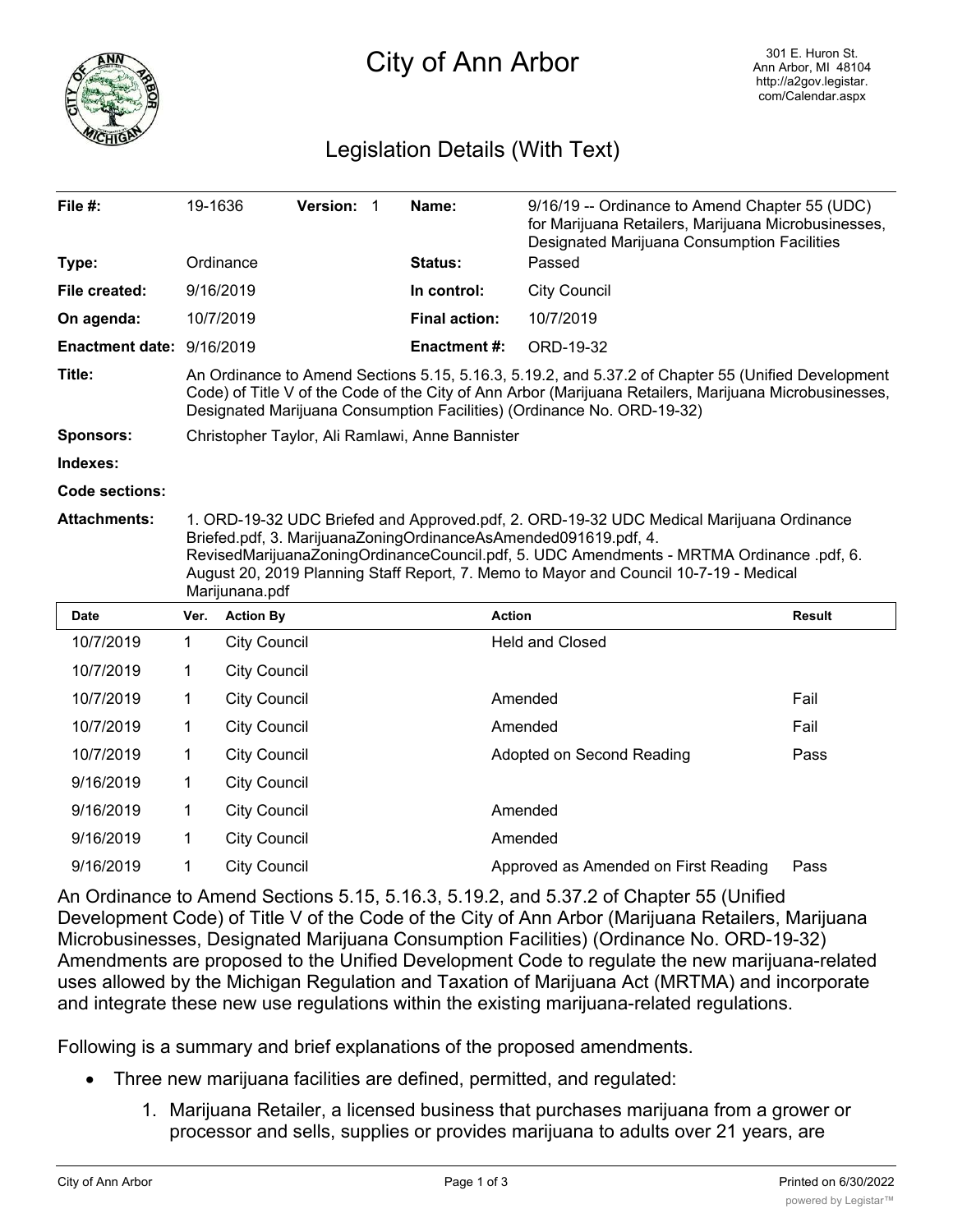# City of Ann Arbor

301 E. Huron St.
Ann Arbor, MI 48104
http://a2gov.legistar.com/Calendar.aspx

## Legislation Details (With Text)

| | | | | | |
|---|---|---|---|---|---|
| **File #:** | 19-1636 | **Version:** 1 | | **Name:** | 9/16/19 -- Ordinance to Amend Chapter 55 (UDC) for Marijuana Retailers, Marijuana Microbusinesses, Designated Marijuana Consumption Facilities |
| **Type:** | Ordinance | | | **Status:** | Passed |
| **File created:** | 9/16/2019 | | | **In control:** | City Council |
| **On agenda:** | 10/7/2019 | | | **Final action:** | 10/7/2019 |
| **Enactment date:** | 9/16/2019 | | | **Enactment #:** | ORD-19-32 |

**Title:** An Ordinance to Amend Sections 5.15, 5.16.3, 5.19.2, and 5.37.2 of Chapter 55 (Unified Development Code) of Title V of the Code of the City of Ann Arbor (Marijuana Retailers, Marijuana Microbusinesses, Designated Marijuana Consumption Facilities) (Ordinance No. ORD-19-32)

**Sponsors:** Christopher Taylor, Ali Ramlawi, Anne Bannister

**Indexes:**

**Code sections:**

**Attachments:** 1. ORD-19-32 UDC Briefed and Approved.pdf, 2. ORD-19-32 UDC Medical Marijuana Ordinance Briefed.pdf, 3. MarijuanaZoningOrdinanceAsAmended091619.pdf, 4. RevisedMarijuanaZoningOrdinanceCouncil.pdf, 5. UDC Amendments - MRTMA Ordinance .pdf, 6. August 20, 2019 Planning Staff Report, 7. Memo to Mayor and Council 10-7-19 - Medical Marijunana.pdf

| Date | Ver. | Action By | Action | Result |
|---|---|---|---|---|
| 10/7/2019 | 1 | City Council | Held and Closed | |
| 10/7/2019 | 1 | City Council | | |
| 10/7/2019 | 1 | City Council | Amended | Fail |
| 10/7/2019 | 1 | City Council | Amended | Fail |
| 10/7/2019 | 1 | City Council | Adopted on Second Reading | Pass |
| 9/16/2019 | 1 | City Council | | |
| 9/16/2019 | 1 | City Council | Amended | |
| 9/16/2019 | 1 | City Council | Amended | |
| 9/16/2019 | 1 | City Council | Approved as Amended on First Reading | Pass |

An Ordinance to Amend Sections 5.15, 5.16.3, 5.19.2, and 5.37.2 of Chapter 55 (Unified Development Code) of Title V of the Code of the City of Ann Arbor (Marijuana Retailers, Marijuana Microbusinesses, Designated Marijuana Consumption Facilities) (Ordinance No. ORD-19-32)
Amendments are proposed to the Unified Development Code to regulate the new marijuana-related uses allowed by the Michigan Regulation and Taxation of Marijuana Act (MRTMA) and incorporate and integrate these new use regulations within the existing marijuana-related regulations.

Following is a summary and brief explanations of the proposed amendments.

- Three new marijuana facilities are defined, permitted, and regulated:
  1. Marijuana Retailer, a licensed business that purchases marijuana from a grower or processor and sells, supplies or provides marijuana to adults over 21 years, are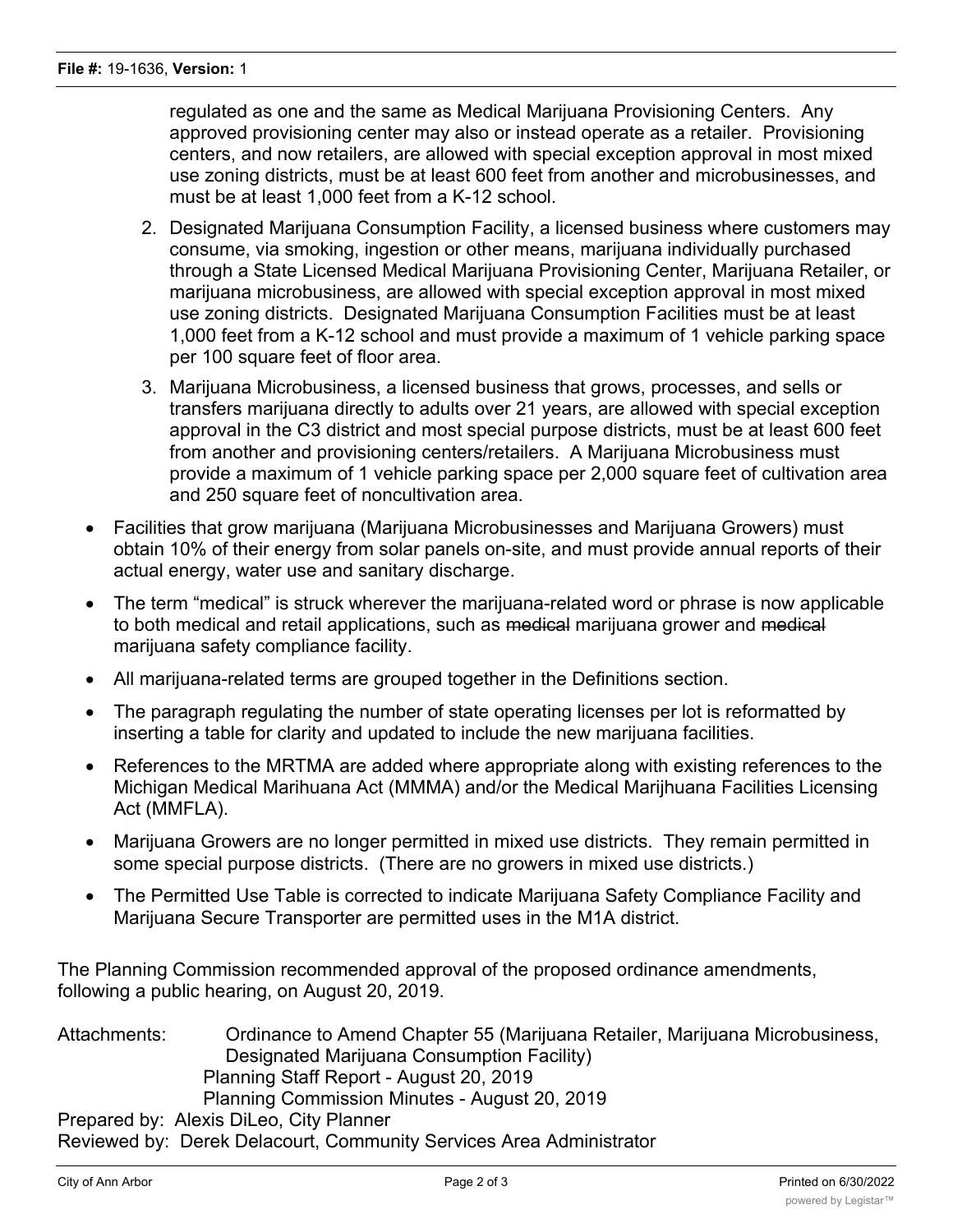regulated as one and the same as Medical Marijuana Provisioning Centers. Any approved provisioning center may also or instead operate as a retailer. Provisioning centers, and now retailers, are allowed with special exception approval in most mixed use zoning districts, must be at least 600 feet from another and microbusinesses, and must be at least 1,000 feet from a K-12 school.

2. Designated Marijuana Consumption Facility, a licensed business where customers may consume, via smoking, ingestion or other means, marijuana individually purchased through a State Licensed Medical Marijuana Provisioning Center, Marijuana Retailer, or marijuana microbusiness, are allowed with special exception approval in most mixed use zoning districts. Designated Marijuana Consumption Facilities must be at least 1,000 feet from a K-12 school and must provide a maximum of 1 vehicle parking space per 100 square feet of floor area.
3. Marijuana Microbusiness, a licensed business that grows, processes, and sells or transfers marijuana directly to adults over 21 years, are allowed with special exception approval in the C3 district and most special purpose districts, must be at least 600 feet from another and provisioning centers/retailers. A Marijuana Microbusiness must provide a maximum of 1 vehicle parking space per 2,000 square feet of cultivation area and 250 square feet of noncultivation area.

- Facilities that grow marijuana (Marijuana Microbusinesses and Marijuana Growers) must obtain 10% of their energy from solar panels on-site, and must provide annual reports of their actual energy, water use and sanitary discharge.
- The term "medical" is struck wherever the marijuana-related word or phrase is now applicable to both medical and retail applications, such as ~~medical~~ marijuana grower and ~~medical~~ marijuana safety compliance facility.
- All marijuana-related terms are grouped together in the Definitions section.
- The paragraph regulating the number of state operating licenses per lot is reformatted by inserting a table for clarity and updated to include the new marijuana facilities.
- References to the MRTMA are added where appropriate along with existing references to the Michigan Medical Marihuana Act (MMMA) and/or the Medical Marijhuana Facilities Licensing Act (MMFLA).
- Marijuana Growers are no longer permitted in mixed use districts. They remain permitted in some special purpose districts. (There are no growers in mixed use districts.)
- The Permitted Use Table is corrected to indicate Marijuana Safety Compliance Facility and Marijuana Secure Transporter are permitted uses in the M1A district.

The Planning Commission recommended approval of the proposed ordinance amendments, following a public hearing, on August 20, 2019.

Attachments: Ordinance to Amend Chapter 55 (Marijuana Retailer, Marijuana Microbusiness, Designated Marijuana Consumption Facility)
Planning Staff Report - August 20, 2019
Planning Commission Minutes - August 20, 2019

Prepared by: Alexis DiLeo, City Planner
Reviewed by: Derek Delacourt, Community Services Area Administrator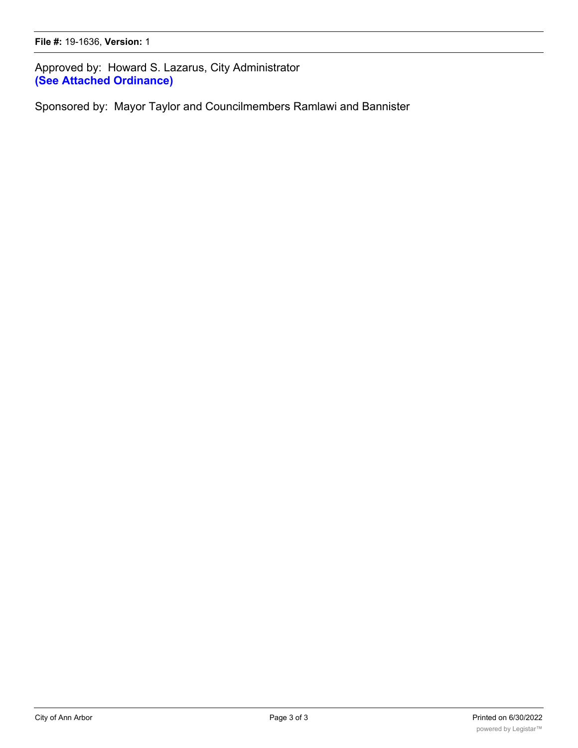Approved by: Howard S. Lazarus, City Administrator
**(See Attached Ordinance)**

Sponsored by: Mayor Taylor and Councilmembers Ramlawi and Bannister